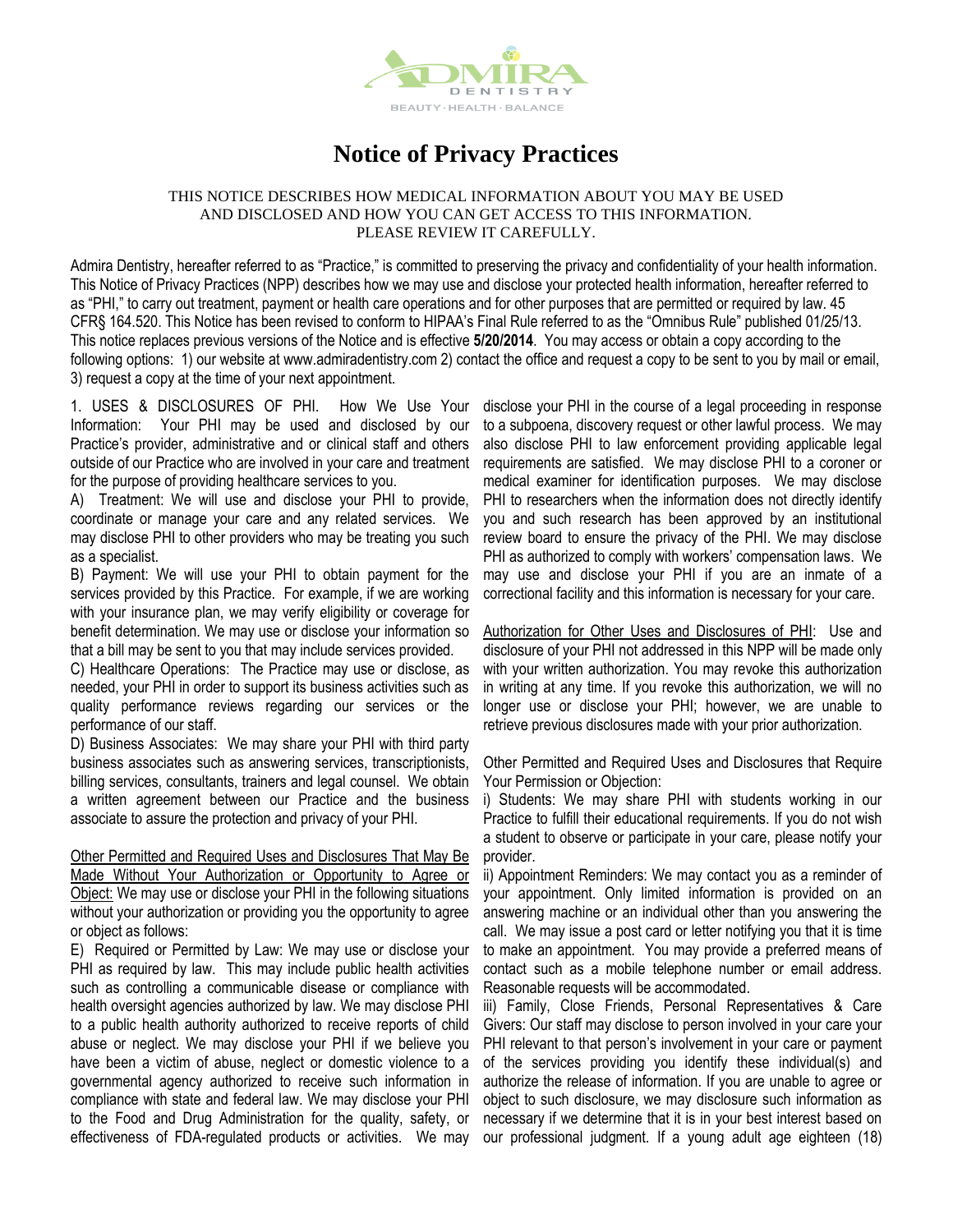# Notice of Privacy Practices

THIS NOTICE DESCRIBES HOW MEDICAL INFORMATION ABOUT YOU MAY BE USED AND DISCLOSED AND HOW YOU CAN GET ACCESS TO THIS INFORMATION. PLEASE REVIEW IT CAREFULLY.

Admira Dentistry, hereafter referred to as "Practice," is committed to preserving the privacy and confidentiality of your health information. This Notice of Privacy Practices (NPP) describes how we may use and disclose your protected health information, hereafter referred to as "PHI," to carry out treatment, payment or health care operations and for other purposes that are permitted or required by law. 45 CFR§ 164.520. This Notice has been revised to conform to HIPAA's Final Rule referred to as the "Omnibus Rule" published 01/25/13. This notice replaces previous versions of the Notice and is effective **5/20/2014**. You may access or obtain a copy according to the following options: 1) our website at www.admiradentistry.com 2) contact the office and request a copy to be sent to you by mail or email, 3) request a copy at the time of your next appointment.

1. USES & DISCLOSURES OF PHI. How We Use Your Information: Your PHI may be used and disclosed by our Practice's provider, administrative and or clinical staff and others outside of our Practice who are involved in your care and treatment for the purpose of providing healthcare services to you.

A) Treatment: We will use and disclose your PHI to provide, coordinate or manage your care and any related services. We may disclose PHI to other providers who may be treating you such as a specialist.

B) Payment: We will use your PHI to obtain payment for the services provided by this Practice. For example, if we are working with your insurance plan, we may verify eligibility or coverage for benefit determination. We may use or disclose your information so that a bill may be sent to you that may include services provided.

C) Healthcare Operations: The Practice may use or disclose, as needed, your PHI in order to support its business activities such as quality performance reviews regarding our services or the performance of our staff.

D) Business Associates: We may share your PHI with third party business associates such as answering services, transcriptionists, billing services, consultants, trainers and legal counsel. We obtain a written agreement between our Practice and the business associate to assure the protection and privacy of your PHI.

<u>Other Permitted and Required Uses and Disclosures That May Be Made Without Your Authorization or Opportunity to Agree or Object:</u> We may use or disclose your PHI in the following situations without your authorization or providing you the opportunity to agree or object as follows:

E) Required or Permitted by Law: We may use or disclose your PHI as required by law. This may include public health activities such as controlling a communicable disease or compliance with health oversight agencies authorized by law. We may disclose PHI to a public health authority authorized to receive reports of child abuse or neglect. We may disclose your PHI if we believe you have been a victim of abuse, neglect or domestic violence to a governmental agency authorized to receive such information in compliance with state and federal law. We may disclose your PHI to the Food and Drug Administration for the quality, safety, or effectiveness of FDA-regulated products or activities. We may disclose your PHI in the course of a legal proceeding in response to a subpoena, discovery request or other lawful process. We may also disclose PHI to law enforcement providing applicable legal requirements are satisfied. We may disclose PHI to a coroner or medical examiner for identification purposes. We may disclose PHI to researchers when the information does not directly identify you and such research has been approved by an institutional review board to ensure the privacy of the PHI. We may disclose PHI as authorized to comply with workers' compensation laws. We may use and disclose your PHI if you are an inmate of a correctional facility and this information is necessary for your care.

<u>Authorization for Other Uses and Disclosures of PHI</u>: Use and disclosure of your PHI not addressed in this NPP will be made only with your written authorization. You may revoke this authorization in writing at any time. If you revoke this authorization, we will no longer use or disclose your PHI; however, we are unable to retrieve previous disclosures made with your prior authorization.

Other Permitted and Required Uses and Disclosures that Require Your Permission or Objection:

i) Students: We may share PHI with students working in our Practice to fulfill their educational requirements. If you do not wish a student to observe or participate in your care, please notify your provider.

ii) Appointment Reminders: We may contact you as a reminder of your appointment. Only limited information is provided on an answering machine or an individual other than you answering the call. We may issue a post card or letter notifying you that it is time to make an appointment. You may provide a preferred means of contact such as a mobile telephone number or email address. Reasonable requests will be accommodated.

iii) Family, Close Friends, Personal Representatives & Care Givers: Our staff may disclose to person involved in your care your PHI relevant to that person's involvement in your care or payment of the services providing you identify these individual(s) and authorize the release of information. If you are unable to agree or object to such disclosure, we may disclosure such information as necessary if we determine that it is in your best interest based on our professional judgment. If a young adult age eighteen (18)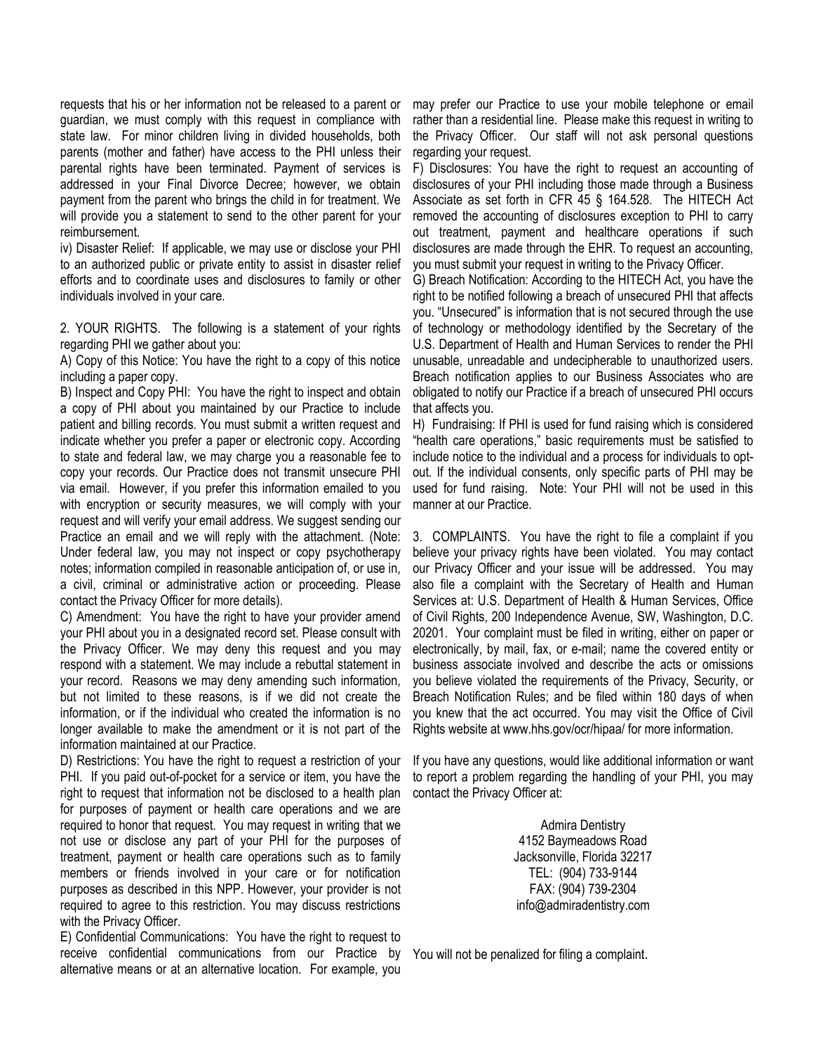requests that his or her information not be released to a parent or guardian, we must comply with this request in compliance with state law. For minor children living in divided households, both parents (mother and father) have access to the PHI unless their parental rights have been terminated. Payment of services is addressed in your Final Divorce Decree; however, we obtain payment from the parent who brings the child in for treatment. We will provide you a statement to send to the other parent for your reimbursement.

iv) Disaster Relief: If applicable, we may use or disclose your PHI to an authorized public or private entity to assist in disaster relief efforts and to coordinate uses and disclosures to family or other individuals involved in your care.

2. YOUR RIGHTS. The following is a statement of your rights regarding PHI we gather about you:

A) Copy of this Notice: You have the right to a copy of this notice including a paper copy.

B) Inspect and Copy PHI: You have the right to inspect and obtain a copy of PHI about you maintained by our Practice to include patient and billing records. You must submit a written request and indicate whether you prefer a paper or electronic copy. According to state and federal law, we may charge you a reasonable fee to copy your records. Our Practice does not transmit unsecure PHI via email. However, if you prefer this information emailed to you with encryption or security measures, we will comply with your request and will verify your email address. We suggest sending our Practice an email and we will reply with the attachment. (Note: Under federal law, you may not inspect or copy psychotherapy notes; information compiled in reasonable anticipation of, or use in, a civil, criminal or administrative action or proceeding. Please contact the Privacy Officer for more details).

C) Amendment: You have the right to have your provider amend your PHI about you in a designated record set. Please consult with the Privacy Officer. We may deny this request and you may respond with a statement. We may include a rebuttal statement in your record. Reasons we may deny amending such information, but not limited to these reasons, is if we did not create the information, or if the individual who created the information is no longer available to make the amendment or it is not part of the information maintained at our Practice.

D) Restrictions: You have the right to request a restriction of your PHI. If you paid out-of-pocket for a service or item, you have the right to request that information not be disclosed to a health plan for purposes of payment or health care operations and we are required to honor that request. You may request in writing that we not use or disclose any part of your PHI for the purposes of treatment, payment or health care operations such as to family members or friends involved in your care or for notification purposes as described in this NPP. However, your provider is not required to agree to this restriction. You may discuss restrictions with the Privacy Officer.

E) Confidential Communications: You have the right to request to receive confidential communications from our Practice by alternative means or at an alternative location. For example, you may prefer our Practice to use your mobile telephone or email rather than a residential line. Please make this request in writing to the Privacy Officer. Our staff will not ask personal questions regarding your request.

F) Disclosures: You have the right to request an accounting of disclosures of your PHI including those made through a Business Associate as set forth in CFR 45 § 164.528. The HITECH Act removed the accounting of disclosures exception to PHI to carry out treatment, payment and healthcare operations if such disclosures are made through the EHR. To request an accounting, you must submit your request in writing to the Privacy Officer.

G) Breach Notification: According to the HITECH Act, you have the right to be notified following a breach of unsecured PHI that affects you. "Unsecured" is information that is not secured through the use of technology or methodology identified by the Secretary of the U.S. Department of Health and Human Services to render the PHI unusable, unreadable and undecipherable to unauthorized users. Breach notification applies to our Business Associates who are obligated to notify our Practice if a breach of unsecured PHI occurs that affects you.

H) Fundraising: If PHI is used for fund raising which is considered "health care operations," basic requirements must be satisfied to include notice to the individual and a process for individuals to opt-out. If the individual consents, only specific parts of PHI may be used for fund raising. Note: Your PHI will not be used in this manner at our Practice.

3. COMPLAINTS. You have the right to file a complaint if you believe your privacy rights have been violated. You may contact our Privacy Officer and your issue will be addressed. You may also file a complaint with the Secretary of Health and Human Services at: U.S. Department of Health & Human Services, Office of Civil Rights, 200 Independence Avenue, SW, Washington, D.C. 20201. Your complaint must be filed in writing, either on paper or electronically, by mail, fax, or e-mail; name the covered entity or business associate involved and describe the acts or omissions you believe violated the requirements of the Privacy, Security, or Breach Notification Rules; and be filed within 180 days of when you knew that the act occurred. You may visit the Office of Civil Rights website at www.hhs.gov/ocr/hipaa/ for more information.

If you have any questions, would like additional information or want to report a problem regarding the handling of your PHI, you may contact the Privacy Officer at:

Admira Dentistry
4152 Baymeadows Road
Jacksonville, Florida 32217
TEL: (904) 733-9144
FAX: (904) 739-2304
info@admiradentistry.com

You will not be penalized for filing a complaint.